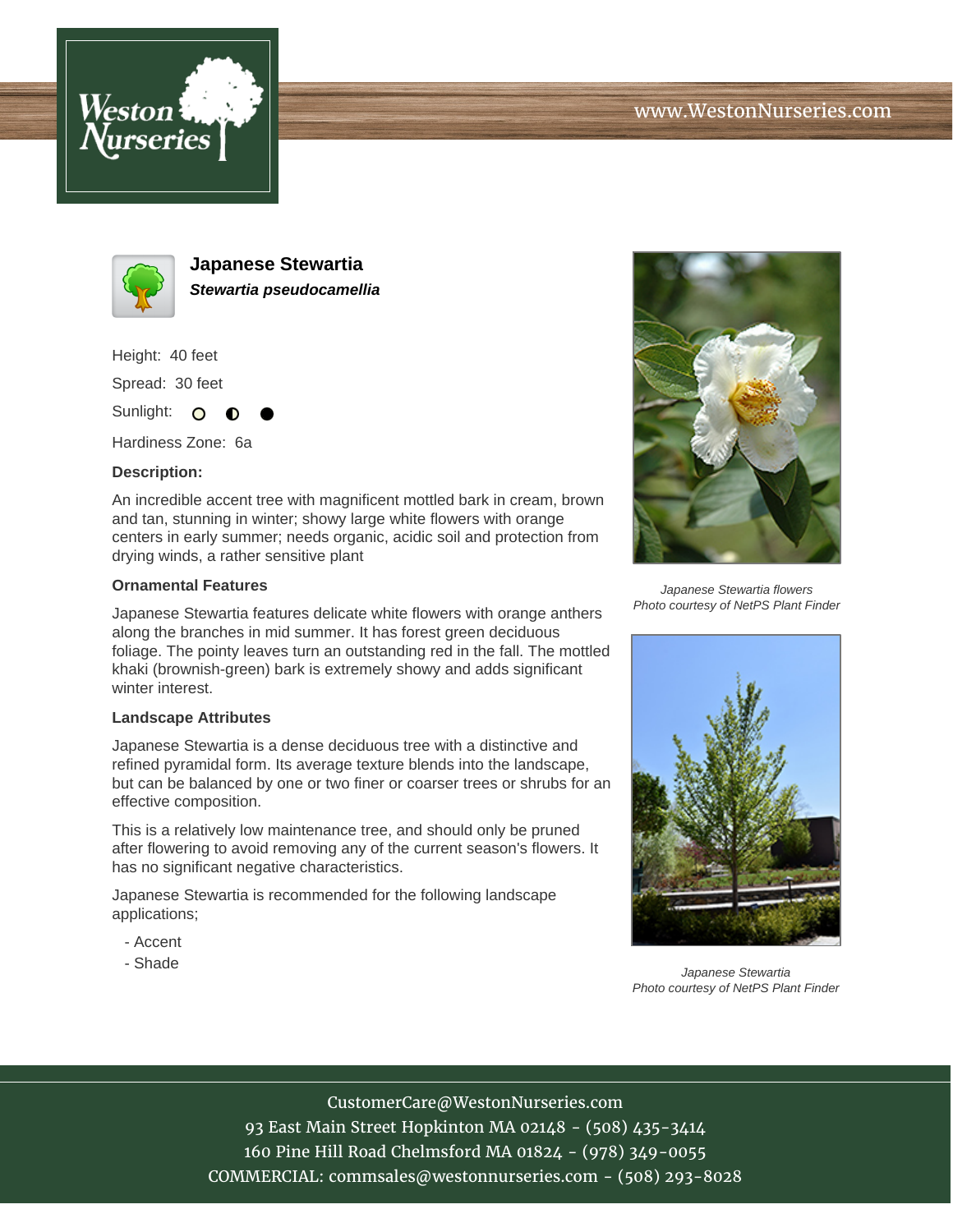# Japanese Stewartia

***Stewartia pseudocamellia***

Height: 40 feet

Spread: 30 feet

Sunlight: ○ ◐ ●

Hardiness Zone: 6a

**Description:**

An incredible accent tree with magnificent mottled bark in cream, brown and tan, stunning in winter; showy large white flowers with orange centers in early summer; needs organic, acidic soil and protection from drying winds, a rather sensitive plant

**Ornamental Features**

Japanese Stewartia features delicate white flowers with orange anthers along the branches in mid summer. It has forest green deciduous foliage. The pointy leaves turn an outstanding red in the fall. The mottled khaki (brownish-green) bark is extremely showy and adds significant winter interest.

**Landscape Attributes**

Japanese Stewartia is a dense deciduous tree with a distinctive and refined pyramidal form. Its average texture blends into the landscape, but can be balanced by one or two finer or coarser trees or shrubs for an effective composition.

This is a relatively low maintenance tree, and should only be pruned after flowering to avoid removing any of the current season's flowers. It has no significant negative characteristics.

Japanese Stewartia is recommended for the following landscape applications;

- Accent
- Shade

*Japanese Stewartia flowers*
*Photo courtesy of NetPS Plant Finder*

*Japanese Stewartia*
*Photo courtesy of NetPS Plant Finder*

CustomerCare@WestonNurseries.com
93 East Main Street Hopkinton MA 02148 - (508) 435-3414
160 Pine Hill Road Chelmsford MA 01824 - (978) 349-0055
COMMERCIAL: commsales@westonnurseries.com - (508) 293-8028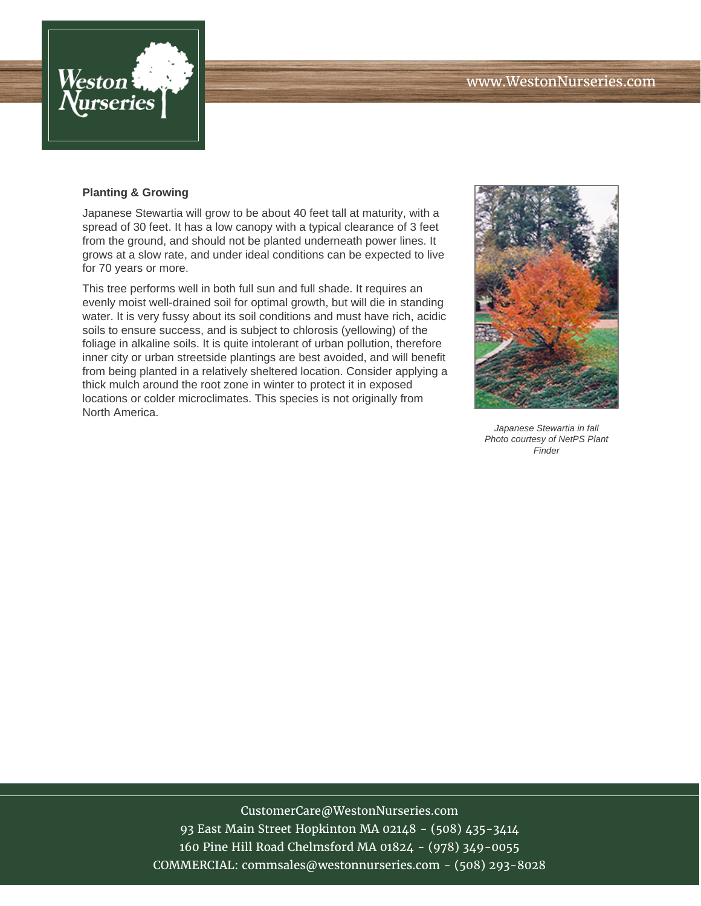### Planting & Growing

Japanese Stewartia will grow to be about 40 feet tall at maturity, with a spread of 30 feet. It has a low canopy with a typical clearance of 3 feet from the ground, and should not be planted underneath power lines. It grows at a slow rate, and under ideal conditions can be expected to live for 70 years or more.

This tree performs well in both full sun and full shade. It requires an evenly moist well-drained soil for optimal growth, but will die in standing water. It is very fussy about its soil conditions and must have rich, acidic soils to ensure success, and is subject to chlorosis (yellowing) of the foliage in alkaline soils. It is quite intolerant of urban pollution, therefore inner city or urban streetside plantings are best avoided, and will benefit from being planted in a relatively sheltered location. Consider applying a thick mulch around the root zone in winter to protect it in exposed locations or colder microclimates. This species is not originally from North America.

*Japanese Stewartia in fall*
*Photo courtesy of NetPS Plant Finder*

CustomerCare@WestonNurseries.com
93 East Main Street Hopkinton MA 02148 - (508) 435-3414
160 Pine Hill Road Chelmsford MA 01824 - (978) 349-0055
COMMERCIAL: commsales@westonnurseries.com - (508) 293-8028